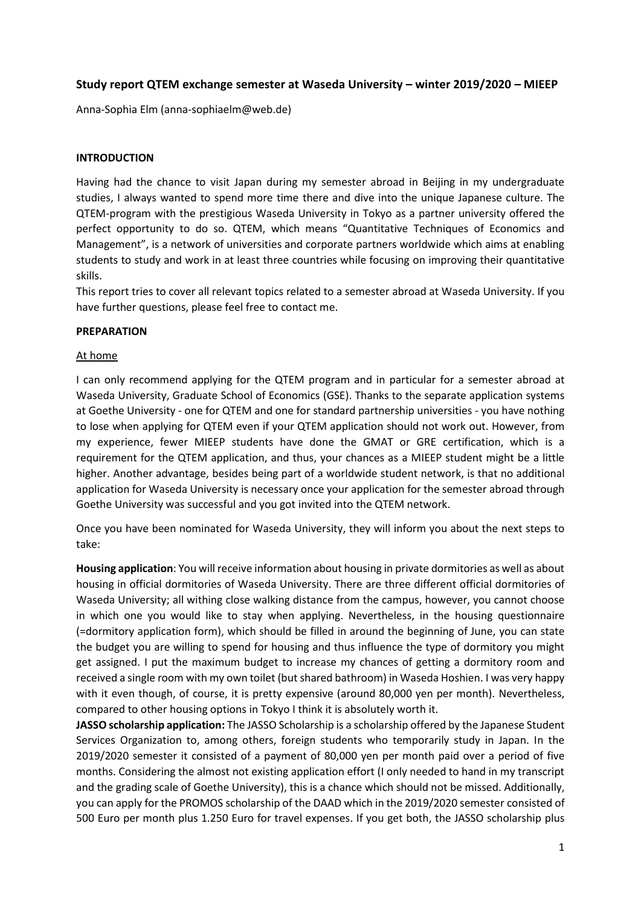# Study report QTEM exchange semester at Waseda University – winter 2019/2020 – MIEEP

Anna-Sophia Elm (anna-sophiaelm@web.de)

## INTRODUCTION

Having had the chance to visit Japan during my semester abroad in Beijing in my undergraduate studies, I always wanted to spend more time there and dive into the unique Japanese culture. The QTEM-program with the prestigious Waseda University in Tokyo as a partner university offered the perfect opportunity to do so. QTEM, which means "Quantitative Techniques of Economics and Management", is a network of universities and corporate partners worldwide which aims at enabling students to study and work in at least three countries while focusing on improving their quantitative skills.

This report tries to cover all relevant topics related to a semester abroad at Waseda University. If you have further questions, please feel free to contact me.

## PREPARATION

### At home

I can only recommend applying for the QTEM program and in particular for a semester abroad at Waseda University, Graduate School of Economics (GSE). Thanks to the separate application systems at Goethe University - one for QTEM and one for standard partnership universities - you have nothing to lose when applying for QTEM even if your QTEM application should not work out. However, from my experience, fewer MIEEP students have done the GMAT or GRE certification, which is a requirement for the QTEM application, and thus, your chances as a MIEEP student might be a little higher. Another advantage, besides being part of a worldwide student network, is that no additional application for Waseda University is necessary once your application for the semester abroad through Goethe University was successful and you got invited into the QTEM network.

Once you have been nominated for Waseda University, they will inform you about the next steps to take:

**Housing application**: You will receive information about housing in private dormitories as well as about housing in official dormitories of Waseda University. There are three different official dormitories of Waseda University; all withing close walking distance from the campus, however, you cannot choose in which one you would like to stay when applying. Nevertheless, in the housing questionnaire (=dormitory application form), which should be filled in around the beginning of June, you can state the budget you are willing to spend for housing and thus influence the type of dormitory you might get assigned. I put the maximum budget to increase my chances of getting a dormitory room and received a single room with my own toilet (but shared bathroom) in Waseda Hoshien. I was very happy with it even though, of course, it is pretty expensive (around 80,000 yen per month). Nevertheless, compared to other housing options in Tokyo I think it is absolutely worth it.

**JASSO scholarship application:** The JASSO Scholarship is a scholarship offered by the Japanese Student Services Organization to, among others, foreign students who temporarily study in Japan. In the 2019/2020 semester it consisted of a payment of 80,000 yen per month paid over a period of five months. Considering the almost not existing application effort (I only needed to hand in my transcript and the grading scale of Goethe University), this is a chance which should not be missed. Additionally, you can apply for the PROMOS scholarship of the DAAD which in the 2019/2020 semester consisted of 500 Euro per month plus 1.250 Euro for travel expenses. If you get both, the JASSO scholarship plus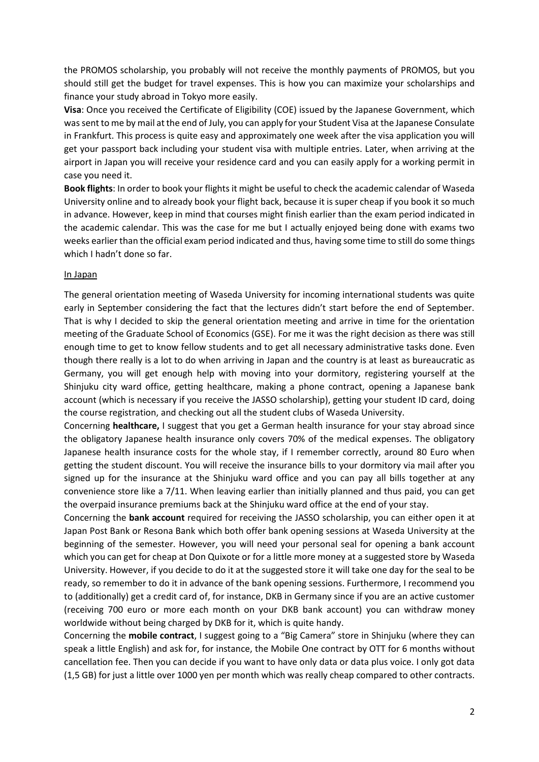the PROMOS scholarship, you probably will not receive the monthly payments of PROMOS, but you should still get the budget for travel expenses. This is how you can maximize your scholarships and finance your study abroad in Tokyo more easily.

**Visa**: Once you received the Certificate of Eligibility (COE) issued by the Japanese Government, which was sent to me by mail at the end of July, you can apply for your Student Visa at the Japanese Consulate in Frankfurt. This process is quite easy and approximately one week after the visa application you will get your passport back including your student visa with multiple entries. Later, when arriving at the airport in Japan you will receive your residence card and you can easily apply for a working permit in case you need it.

**Book flights**: In order to book your flights it might be useful to check the academic calendar of Waseda University online and to already book your flight back, because it is super cheap if you book it so much in advance. However, keep in mind that courses might finish earlier than the exam period indicated in the academic calendar. This was the case for me but I actually enjoyed being done with exams two weeks earlier than the official exam period indicated and thus, having some time to still do some things which I hadn't done so far.

<u>In Japan</u>

The general orientation meeting of Waseda University for incoming international students was quite early in September considering the fact that the lectures didn't start before the end of September. That is why I decided to skip the general orientation meeting and arrive in time for the orientation meeting of the Graduate School of Economics (GSE). For me it was the right decision as there was still enough time to get to know fellow students and to get all necessary administrative tasks done. Even though there really is a lot to do when arriving in Japan and the country is at least as bureaucratic as Germany, you will get enough help with moving into your dormitory, registering yourself at the Shinjuku city ward office, getting healthcare, making a phone contract, opening a Japanese bank account (which is necessary if you receive the JASSO scholarship), getting your student ID card, doing the course registration, and checking out all the student clubs of Waseda University.

Concerning **healthcare,** I suggest that you get a German health insurance for your stay abroad since the obligatory Japanese health insurance only covers 70% of the medical expenses. The obligatory Japanese health insurance costs for the whole stay, if I remember correctly, around 80 Euro when getting the student discount. You will receive the insurance bills to your dormitory via mail after you signed up for the insurance at the Shinjuku ward office and you can pay all bills together at any convenience store like a 7/11. When leaving earlier than initially planned and thus paid, you can get the overpaid insurance premiums back at the Shinjuku ward office at the end of your stay.

Concerning the **bank account** required for receiving the JASSO scholarship, you can either open it at Japan Post Bank or Resona Bank which both offer bank opening sessions at Waseda University at the beginning of the semester. However, you will need your personal seal for opening a bank account which you can get for cheap at Don Quixote or for a little more money at a suggested store by Waseda University. However, if you decide to do it at the suggested store it will take one day for the seal to be ready, so remember to do it in advance of the bank opening sessions. Furthermore, I recommend you to (additionally) get a credit card of, for instance, DKB in Germany since if you are an active customer (receiving 700 euro or more each month on your DKB bank account) you can withdraw money worldwide without being charged by DKB for it, which is quite handy.

Concerning the **mobile contract**, I suggest going to a "Big Camera" store in Shinjuku (where they can speak a little English) and ask for, for instance, the Mobile One contract by OTT for 6 months without cancellation fee. Then you can decide if you want to have only data or data plus voice. I only got data (1,5 GB) for just a little over 1000 yen per month which was really cheap compared to other contracts.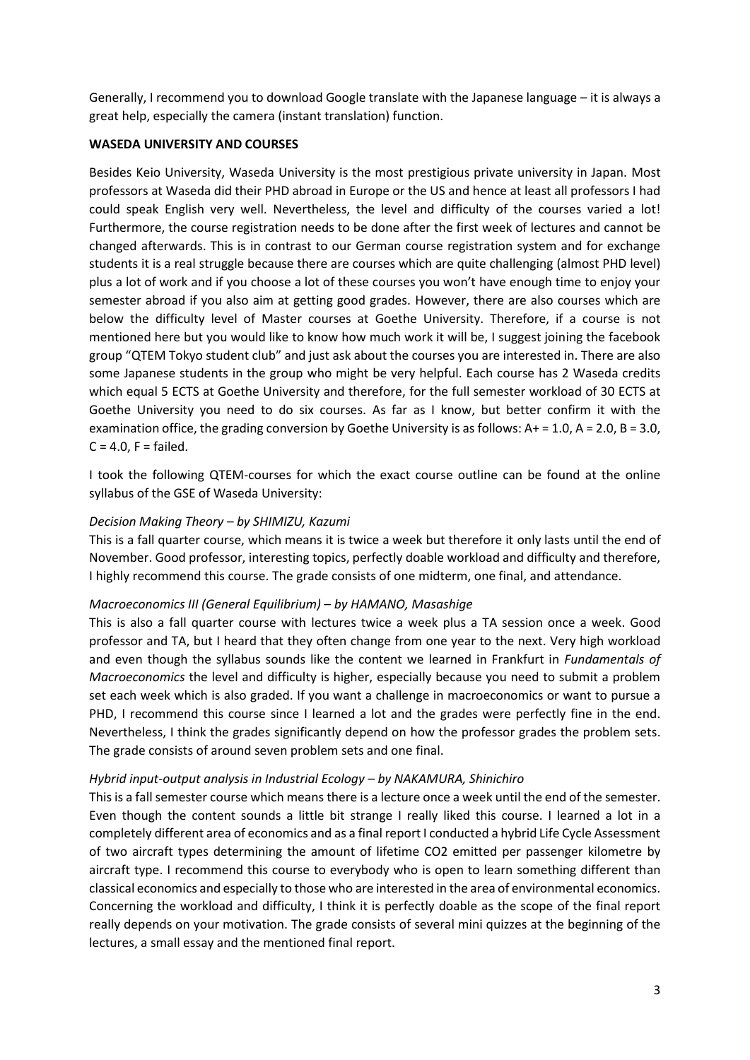Generally, I recommend you to download Google translate with the Japanese language – it is always a great help, especially the camera (instant translation) function.

**WASEDA UNIVERSITY AND COURSES**

Besides Keio University, Waseda University is the most prestigious private university in Japan. Most professors at Waseda did their PHD abroad in Europe or the US and hence at least all professors I had could speak English very well. Nevertheless, the level and difficulty of the courses varied a lot! Furthermore, the course registration needs to be done after the first week of lectures and cannot be changed afterwards. This is in contrast to our German course registration system and for exchange students it is a real struggle because there are courses which are quite challenging (almost PHD level) plus a lot of work and if you choose a lot of these courses you won't have enough time to enjoy your semester abroad if you also aim at getting good grades. However, there are also courses which are below the difficulty level of Master courses at Goethe University. Therefore, if a course is not mentioned here but you would like to know how much work it will be, I suggest joining the facebook group "QTEM Tokyo student club" and just ask about the courses you are interested in. There are also some Japanese students in the group who might be very helpful. Each course has 2 Waseda credits which equal 5 ECTS at Goethe University and therefore, for the full semester workload of 30 ECTS at Goethe University you need to do six courses. As far as I know, but better confirm it with the examination office, the grading conversion by Goethe University is as follows: A+ = 1.0, A = 2.0, B = 3.0, C = 4.0, F = failed.

I took the following QTEM-courses for which the exact course outline can be found at the online syllabus of the GSE of Waseda University:

*Decision Making Theory – by SHIMIZU, Kazumi*

This is a fall quarter course, which means it is twice a week but therefore it only lasts until the end of November. Good professor, interesting topics, perfectly doable workload and difficulty and therefore, I highly recommend this course. The grade consists of one midterm, one final, and attendance.

*Macroeconomics III (General Equilibrium) – by HAMANO, Masashige*

This is also a fall quarter course with lectures twice a week plus a TA session once a week. Good professor and TA, but I heard that they often change from one year to the next. Very high workload and even though the syllabus sounds like the content we learned in Frankfurt in *Fundamentals of Macroeconomics* the level and difficulty is higher, especially because you need to submit a problem set each week which is also graded. If you want a challenge in macroeconomics or want to pursue a PHD, I recommend this course since I learned a lot and the grades were perfectly fine in the end. Nevertheless, I think the grades significantly depend on how the professor grades the problem sets. The grade consists of around seven problem sets and one final.

*Hybrid input-output analysis in Industrial Ecology – by NAKAMURA, Shinichiro*

This is a fall semester course which means there is a lecture once a week until the end of the semester. Even though the content sounds a little bit strange I really liked this course. I learned a lot in a completely different area of economics and as a final report I conducted a hybrid Life Cycle Assessment of two aircraft types determining the amount of lifetime $CO_2$ emitted per passenger kilometre by aircraft type. I recommend this course to everybody who is open to learn something different than classical economics and especially to those who are interested in the area of environmental economics. Concerning the workload and difficulty, I think it is perfectly doable as the scope of the final report really depends on your motivation. The grade consists of several mini quizzes at the beginning of the lectures, a small essay and the mentioned final report.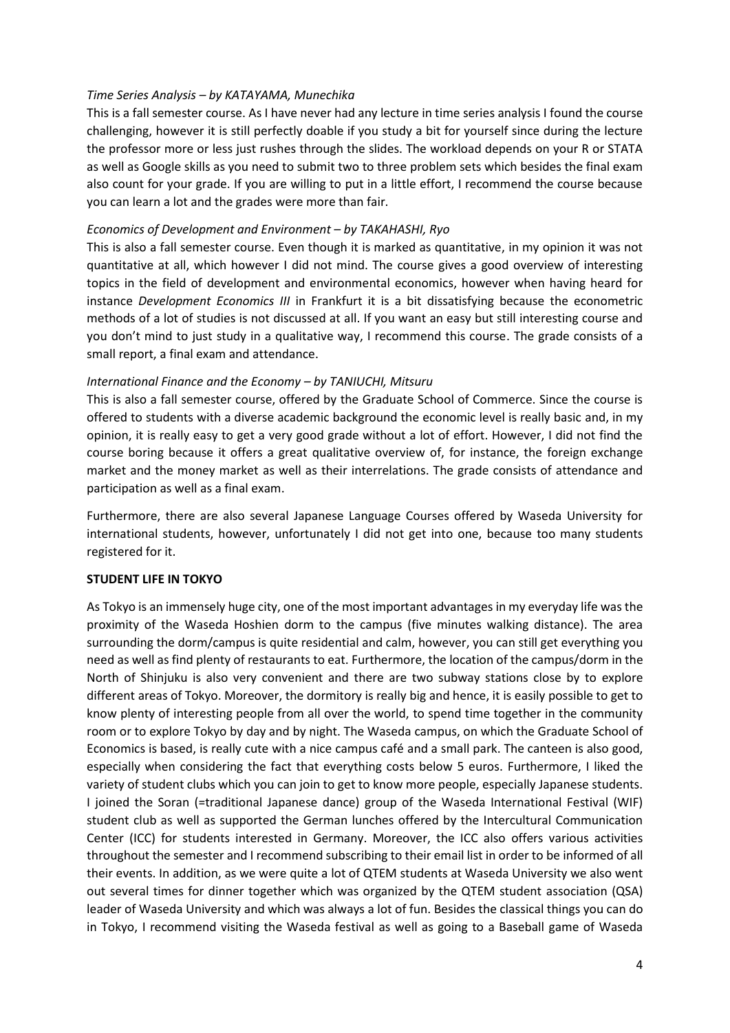*Time Series Analysis – by KATAYAMA, Munechika*

This is a fall semester course. As I have never had any lecture in time series analysis I found the course challenging, however it is still perfectly doable if you study a bit for yourself since during the lecture the professor more or less just rushes through the slides. The workload depends on your R or STATA as well as Google skills as you need to submit two to three problem sets which besides the final exam also count for your grade. If you are willing to put in a little effort, I recommend the course because you can learn a lot and the grades were more than fair.

*Economics of Development and Environment – by TAKAHASHI, Ryo*

This is also a fall semester course. Even though it is marked as quantitative, in my opinion it was not quantitative at all, which however I did not mind. The course gives a good overview of interesting topics in the field of development and environmental economics, however when having heard for instance *Development Economics III* in Frankfurt it is a bit dissatisfying because the econometric methods of a lot of studies is not discussed at all. If you want an easy but still interesting course and you don't mind to just study in a qualitative way, I recommend this course. The grade consists of a small report, a final exam and attendance.

*International Finance and the Economy – by TANIUCHI, Mitsuru*

This is also a fall semester course, offered by the Graduate School of Commerce. Since the course is offered to students with a diverse academic background the economic level is really basic and, in my opinion, it is really easy to get a very good grade without a lot of effort. However, I did not find the course boring because it offers a great qualitative overview of, for instance, the foreign exchange market and the money market as well as their interrelations. The grade consists of attendance and participation as well as a final exam.

Furthermore, there are also several Japanese Language Courses offered by Waseda University for international students, however, unfortunately I did not get into one, because too many students registered for it.

**STUDENT LIFE IN TOKYO**

As Tokyo is an immensely huge city, one of the most important advantages in my everyday life was the proximity of the Waseda Hoshien dorm to the campus (five minutes walking distance). The area surrounding the dorm/campus is quite residential and calm, however, you can still get everything you need as well as find plenty of restaurants to eat. Furthermore, the location of the campus/dorm in the North of Shinjuku is also very convenient and there are two subway stations close by to explore different areas of Tokyo. Moreover, the dormitory is really big and hence, it is easily possible to get to know plenty of interesting people from all over the world, to spend time together in the community room or to explore Tokyo by day and by night. The Waseda campus, on which the Graduate School of Economics is based, is really cute with a nice campus café and a small park. The canteen is also good, especially when considering the fact that everything costs below 5 euros. Furthermore, I liked the variety of student clubs which you can join to get to know more people, especially Japanese students. I joined the Soran (=traditional Japanese dance) group of the Waseda International Festival (WIF) student club as well as supported the German lunches offered by the Intercultural Communication Center (ICC) for students interested in Germany. Moreover, the ICC also offers various activities throughout the semester and I recommend subscribing to their email list in order to be informed of all their events. In addition, as we were quite a lot of QTEM students at Waseda University we also went out several times for dinner together which was organized by the QTEM student association (QSA) leader of Waseda University and which was always a lot of fun. Besides the classical things you can do in Tokyo, I recommend visiting the Waseda festival as well as going to a Baseball game of Waseda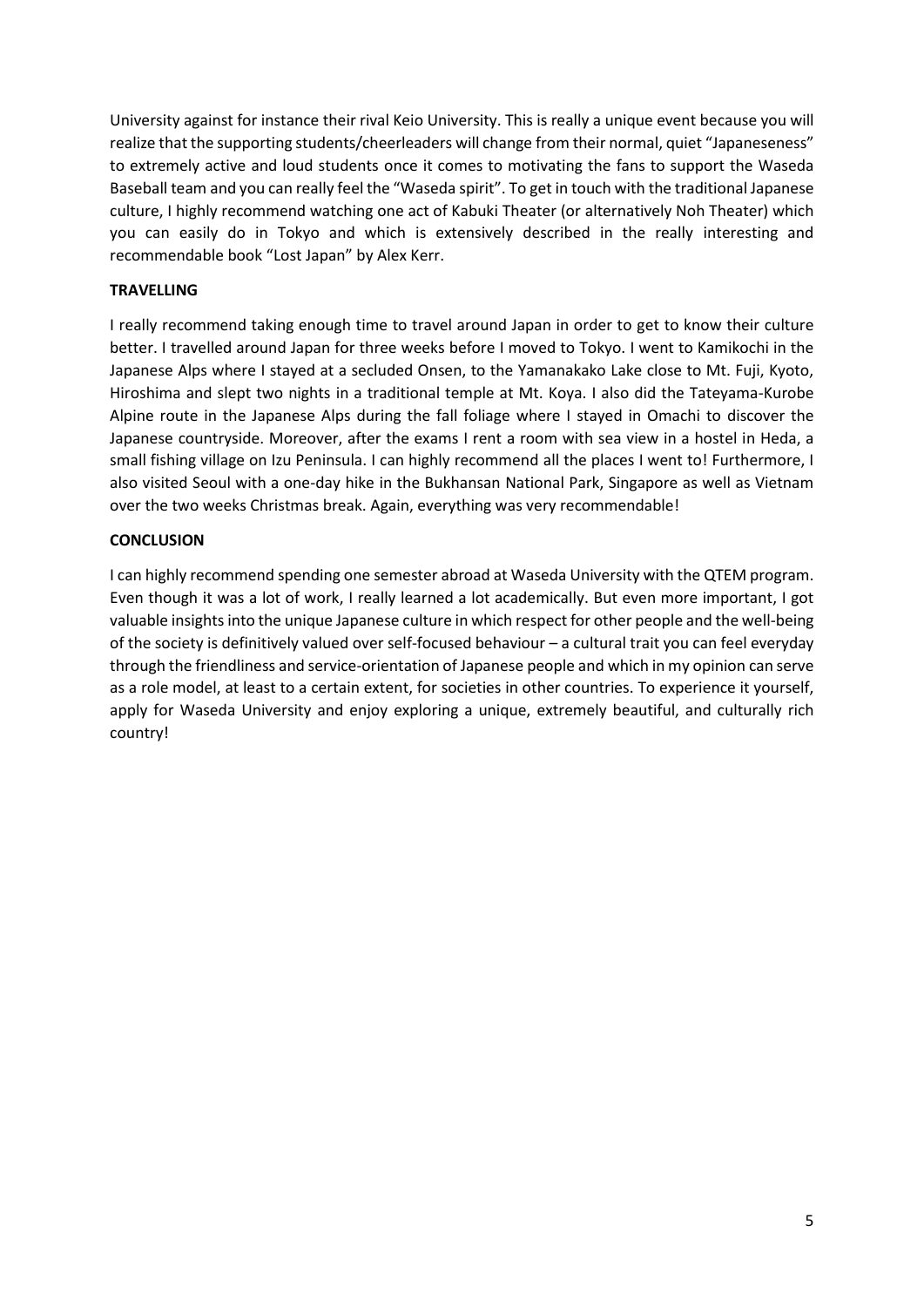University against for instance their rival Keio University. This is really a unique event because you will realize that the supporting students/cheerleaders will change from their normal, quiet "Japaneseness" to extremely active and loud students once it comes to motivating the fans to support the Waseda Baseball team and you can really feel the "Waseda spirit". To get in touch with the traditional Japanese culture, I highly recommend watching one act of Kabuki Theater (or alternatively Noh Theater) which you can easily do in Tokyo and which is extensively described in the really interesting and recommendable book "Lost Japan" by Alex Kerr.

**TRAVELLING**

I really recommend taking enough time to travel around Japan in order to get to know their culture better. I travelled around Japan for three weeks before I moved to Tokyo. I went to Kamikochi in the Japanese Alps where I stayed at a secluded Onsen, to the Yamanakako Lake close to Mt. Fuji, Kyoto, Hiroshima and slept two nights in a traditional temple at Mt. Koya. I also did the Tateyama-Kurobe Alpine route in the Japanese Alps during the fall foliage where I stayed in Omachi to discover the Japanese countryside. Moreover, after the exams I rent a room with sea view in a hostel in Heda, a small fishing village on Izu Peninsula. I can highly recommend all the places I went to! Furthermore, I also visited Seoul with a one-day hike in the Bukhansan National Park, Singapore as well as Vietnam over the two weeks Christmas break. Again, everything was very recommendable!

**CONCLUSION**

I can highly recommend spending one semester abroad at Waseda University with the QTEM program. Even though it was a lot of work, I really learned a lot academically. But even more important, I got valuable insights into the unique Japanese culture in which respect for other people and the well-being of the society is definitively valued over self-focused behaviour – a cultural trait you can feel everyday through the friendliness and service-orientation of Japanese people and which in my opinion can serve as a role model, at least to a certain extent, for societies in other countries. To experience it yourself, apply for Waseda University and enjoy exploring a unique, extremely beautiful, and culturally rich country!